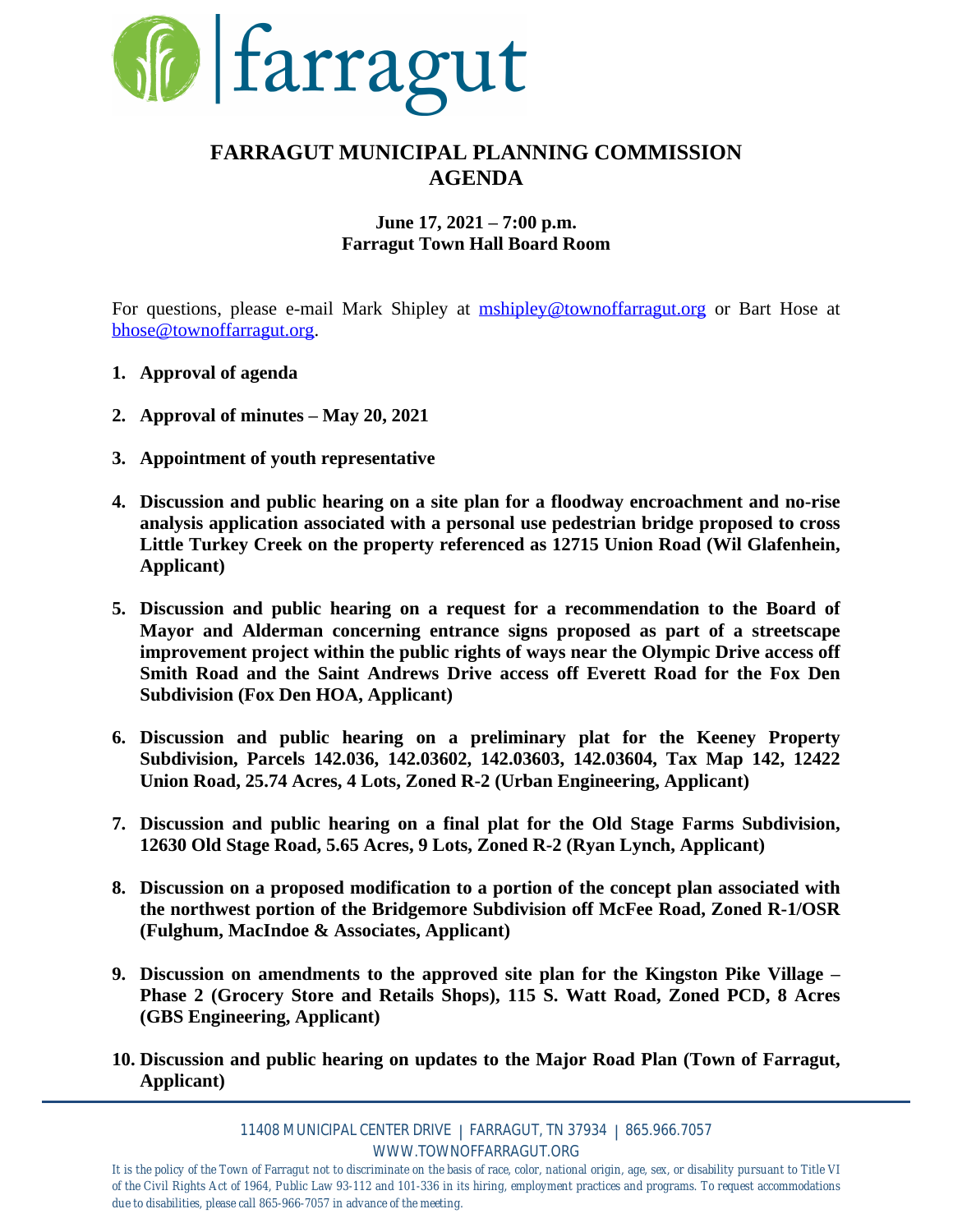farragut

# FARRAGUT MUNICIPAL PLANNING COMMISSION AGENDA

**June 17, 2021 – 7:00 p.m.**
**Farragut Town Hall Board Room**

For questions, please e-mail Mark Shipley at mshipley@townoffarragut.org or Bart Hose at bhose@townoffarragut.org.

1. **Approval of agenda**

2. **Approval of minutes – May 20, 2021**

3. **Appointment of youth representative**

4. **Discussion and public hearing on a site plan for a floodway encroachment and no-rise analysis application associated with a personal use pedestrian bridge proposed to cross Little Turkey Creek on the property referenced as 12715 Union Road (Wil Glafenhein, Applicant)**

5. **Discussion and public hearing on a request for a recommendation to the Board of Mayor and Alderman concerning entrance signs proposed as part of a streetscape improvement project within the public rights of ways near the Olympic Drive access off Smith Road and the Saint Andrews Drive access off Everett Road for the Fox Den Subdivision (Fox Den HOA, Applicant)**

6. **Discussion and public hearing on a preliminary plat for the Keeney Property Subdivision, Parcels 142.036, 142.03602, 142.03603, 142.03604, Tax Map 142, 12422 Union Road, 25.74 Acres, 4 Lots, Zoned R-2 (Urban Engineering, Applicant)**

7. **Discussion and public hearing on a final plat for the Old Stage Farms Subdivision, 12630 Old Stage Road, 5.65 Acres, 9 Lots, Zoned R-2 (Ryan Lynch, Applicant)**

8. **Discussion on a proposed modification to a portion of the concept plan associated with the northwest portion of the Bridgemore Subdivision off McFee Road, Zoned R-1/OSR (Fulghum, MacIndoe & Associates, Applicant)**

9. **Discussion on amendments to the approved site plan for the Kingston Pike Village – Phase 2 (Grocery Store and Retails Shops), 115 S. Watt Road, Zoned PCD, 8 Acres (GBS Engineering, Applicant)**

10. **Discussion and public hearing on updates to the Major Road Plan (Town of Farragut, Applicant)**

11408 MUNICIPAL CENTER DRIVE | FARRAGUT, TN 37934 | 865.966.7057
WWW.TOWNOFFARRAGUT.ORG

It is the policy of the Town of Farragut not to discriminate on the basis of race, color, national origin, age, sex, or disability pursuant to Title VI of the Civil Rights Act of 1964, Public Law 93-112 and 101-336 in its hiring, employment practices and programs. To request accommodations due to disabilities, please call 865-966-7057 in advance of the meeting.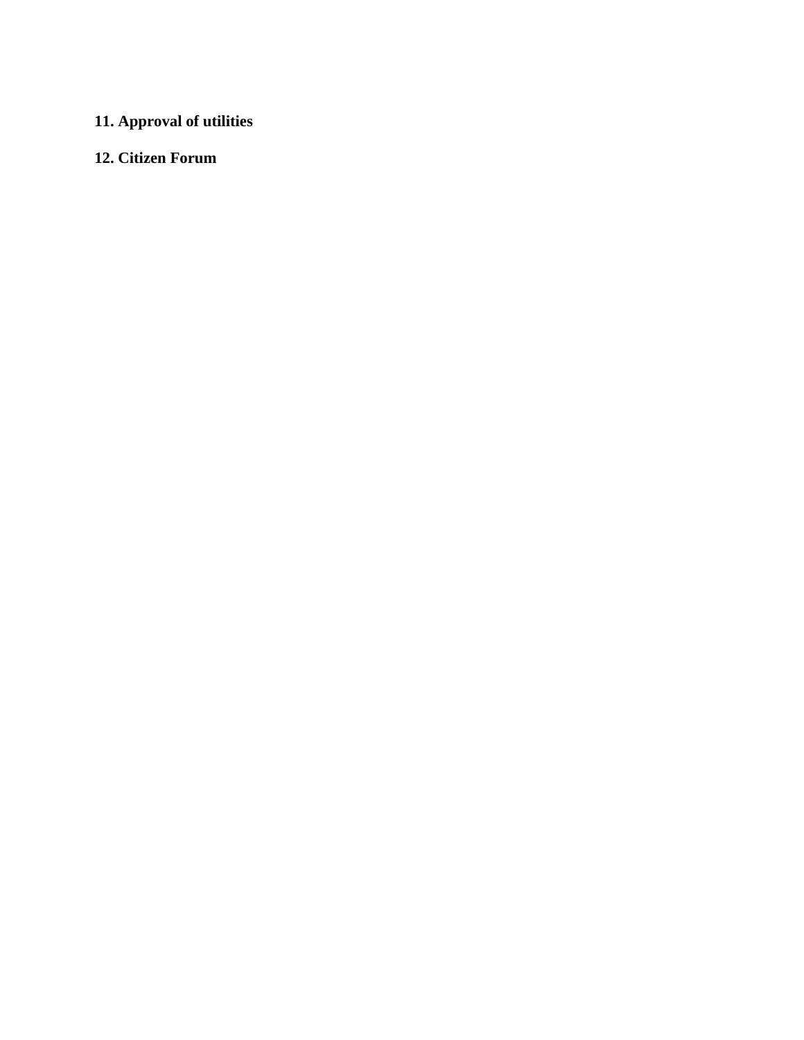**11. Approval of utilities**

**12. Citizen Forum**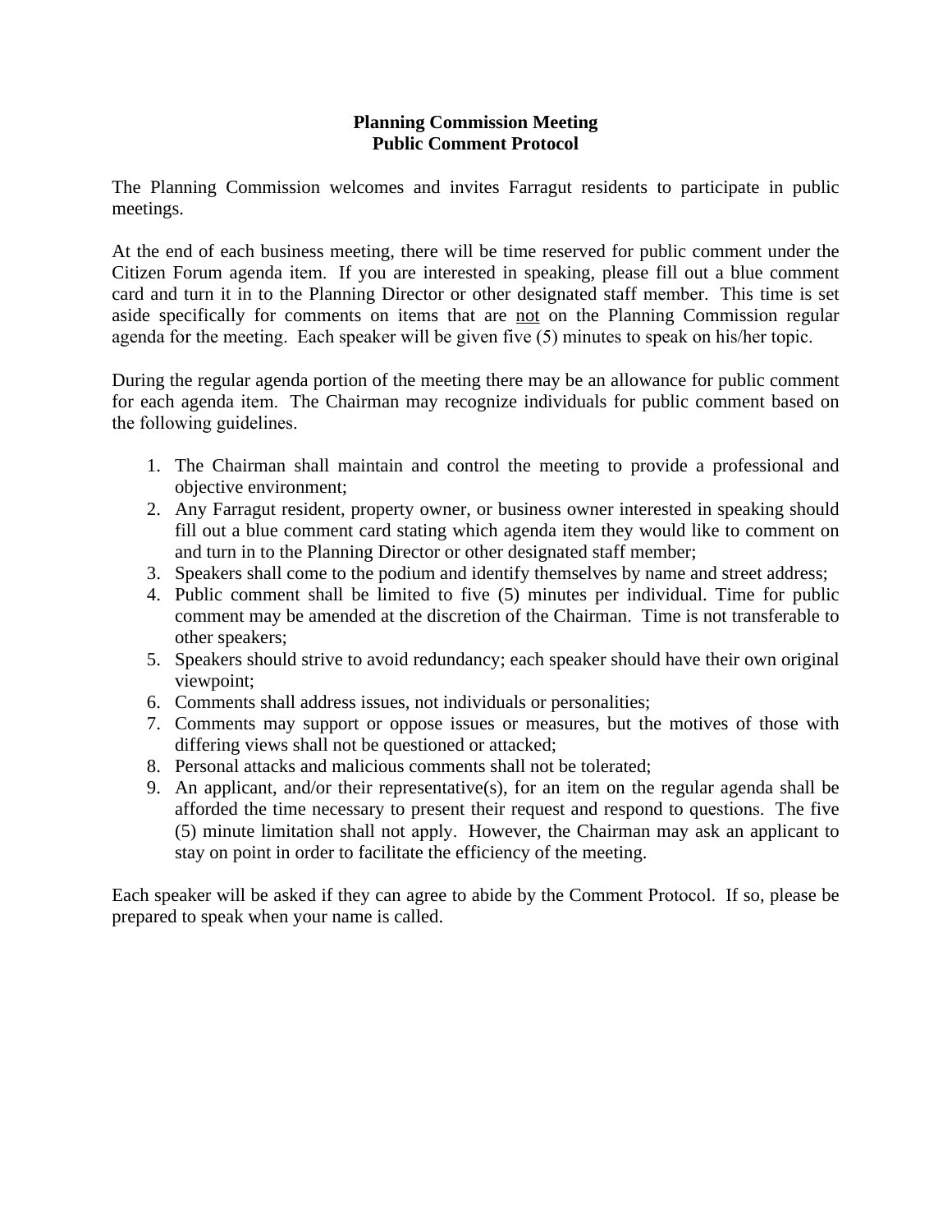**Planning Commission Meeting**
**Public Comment Protocol**

The Planning Commission welcomes and invites Farragut residents to participate in public meetings.

At the end of each business meeting, there will be time reserved for public comment under the Citizen Forum agenda item. If you are interested in speaking, please fill out a blue comment card and turn it in to the Planning Director or other designated staff member. This time is set aside specifically for comments on items that are <u>not</u> on the Planning Commission regular agenda for the meeting. Each speaker will be given five (5) minutes to speak on his/her topic.

During the regular agenda portion of the meeting there may be an allowance for public comment for each agenda item. The Chairman may recognize individuals for public comment based on the following guidelines.

1. The Chairman shall maintain and control the meeting to provide a professional and objective environment;
2. Any Farragut resident, property owner, or business owner interested in speaking should fill out a blue comment card stating which agenda item they would like to comment on and turn in to the Planning Director or other designated staff member;
3. Speakers shall come to the podium and identify themselves by name and street address;
4. Public comment shall be limited to five (5) minutes per individual. Time for public comment may be amended at the discretion of the Chairman. Time is not transferable to other speakers;
5. Speakers should strive to avoid redundancy; each speaker should have their own original viewpoint;
6. Comments shall address issues, not individuals or personalities;
7. Comments may support or oppose issues or measures, but the motives of those with differing views shall not be questioned or attacked;
8. Personal attacks and malicious comments shall not be tolerated;
9. An applicant, and/or their representative(s), for an item on the regular agenda shall be afforded the time necessary to present their request and respond to questions. The five (5) minute limitation shall not apply. However, the Chairman may ask an applicant to stay on point in order to facilitate the efficiency of the meeting.

Each speaker will be asked if they can agree to abide by the Comment Protocol. If so, please be prepared to speak when your name is called.